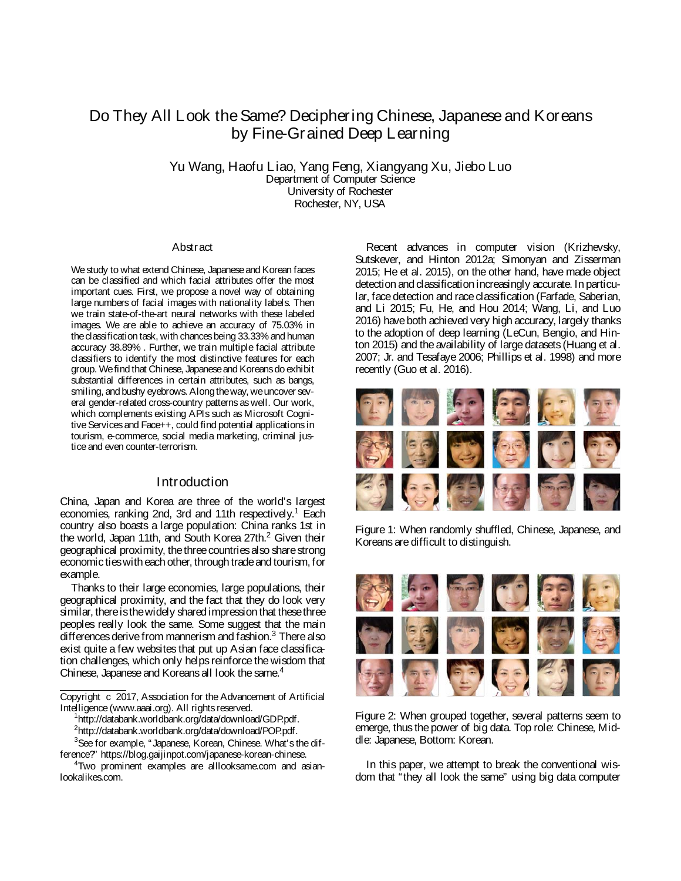# Do They All Look the Same? Deciphering Chinese, Japanese and Koreans by Fine-Grained Deep Learning

Yu Wang, Haofu Liao, Yang Feng, Xiangyang Xu, Jiebo Luo
Department of Computer Science
University of Rochester
Rochester, NY, USA

## Abstract

We study to what extend Chinese, Japanese and Korean faces can be classified and which facial attributes offer the most important cues. First, we propose a novel way of obtaining large numbers of facial images with nationality labels. Then we train state-of-the-art neural networks with these labeled images. We are able to achieve an accuracy of 75.03% in the classification task, with chances being 33.33% and human accuracy 38.89% . Further, we train multiple facial attribute classifiers to identify the most distinctive features for each group. We find that Chinese, Japanese and Koreans do exhibit substantial differences in certain attributes, such as bangs, smiling, and bushy eyebrows. Along the way, we uncover several gender-related cross-country patterns as well. Our work, which complements existing APIs such as Microsoft Cognitive Services and Face++, could find potential applications in tourism, e-commerce, social media marketing, criminal justice and even counter-terrorism.

## Introduction

China, Japan and Korea are three of the world's largest economies, ranking 2nd, 3rd and 11th respectively.[1] Each country also boasts a large population: China ranks 1st in the world, Japan 11th, and South Korea 27th.[2] Given their geographical proximity, the three countries also share strong economic ties with each other, through trade and tourism, for example.

Thanks to their large economies, large populations, their geographical proximity, and the fact that they do look very similar, there is the widely shared impression that these three peoples really look the same. Some suggest that the main differences derive from mannerism and fashion.[3] There also exist quite a few websites that put up Asian face classification challenges, which only helps reinforce the wisdom that Chinese, Japanese and Koreans all look the same.[4]

Recent advances in computer vision (Krizhevsky, Sutskever, and Hinton 2012a; Simonyan and Zisserman 2015; He et al. 2015), on the other hand, have made object detection and classification increasingly accurate. In particular, face detection and race classification (Farfade, Saberian, and Li 2015; Fu, He, and Hou 2014; Wang, Li, and Luo 2016) have both achieved very high accuracy, largely thanks to the adoption of deep learning (LeCun, Bengio, and Hinton 2015) and the availability of large datasets (Huang et al. 2007; Jr. and Tesafaye 2006; Phillips et al. 1998) and more recently (Guo et al. 2016).

Figure 1: When randomly shuffled, Chinese, Japanese, and Koreans are difficult to distinguish.

Figure 2: When grouped together, several patterns seem to emerge, thus the power of big data. Top role: Chinese, Middle: Japanese, Bottom: Korean.

In this paper, we attempt to break the conventional wisdom that "they all look the same" using big data computer

Copyright © 2017, Association for the Advancement of Artificial Intelligence (www.aaai.org). All rights reserved.

[1] http://databank.worldbank.org/data/download/GDP.pdf.

[2] http://databank.worldbank.org/data/download/POP.pdf.

[3] See for example, "Japanese, Korean, Chinese. What's the difference?" https://blog.gaijinpot.com/japanese-korean-chinese.

[4] Two prominent examples are alllooksame.com and asianlookalikes.com.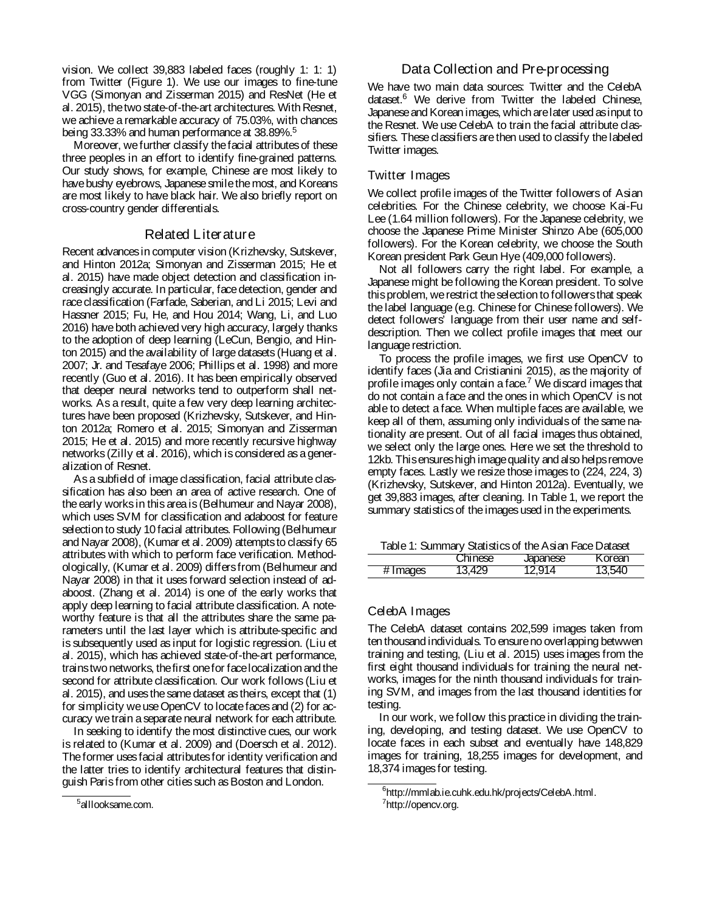vision. We collect 39,883 labeled faces (roughly 1: 1: 1) from Twitter (Figure 1). We use our images to fine-tune VGG (Simonyan and Zisserman 2015) and ResNet (He et al. 2015), the two state-of-the-art architectures. With Resnet, we achieve a remarkable accuracy of 75.03%, with chances being 33.33% and human performance at 38.89%.[5]

Moreover, we further classify the facial attributes of these three peoples in an effort to identify fine-grained patterns. Our study shows, for example, Chinese are most likely to have bushy eyebrows, Japanese smile the most, and Koreans are most likely to have black hair. We also briefly report on cross-country gender differentials.

## Related Literature

Recent advances in computer vision (Krizhevsky, Sutskever, and Hinton 2012a; Simonyan and Zisserman 2015; He et al. 2015) have made object detection and classification increasingly accurate. In particular, face detection, gender and race classification (Farfade, Saberian, and Li 2015; Levi and Hassner 2015; Fu, He, and Hou 2014; Wang, Li, and Luo 2016) have both achieved very high accuracy, largely thanks to the adoption of deep learning (LeCun, Bengio, and Hinton 2015) and the availability of large datasets (Huang et al. 2007; Jr. and Tesafaye 2006; Phillips et al. 1998) and more recently (Guo et al. 2016). It has been empirically observed that deeper neural networks tend to outperform shall networks. As a result, quite a few very deep learning architectures have been proposed (Krizhevsky, Sutskever, and Hinton 2012a; Romero et al. 2015; Simonyan and Zisserman 2015; He et al. 2015) and more recently recursive highway networks (Zilly et al. 2016), which is considered as a generalization of Resnet.

As a subfield of image classification, facial attribute classification has also been an area of active research. One of the early works in this area is (Belhumeur and Nayar 2008), which uses SVM for classification and adaboost for feature selection to study 10 facial attributes. Following (Belhumeur and Nayar 2008), (Kumar et al. 2009) attempts to classify 65 attributes with which to perform face verification. Methodologically, (Kumar et al. 2009) differs from (Belhumeur and Nayar 2008) in that it uses forward selection instead of adaboost. (Zhang et al. 2014) is one of the early works that apply deep learning to facial attribute classification. A noteworthy feature is that all the attributes share the same parameters until the last layer which is attribute-specific and is subsequently used as input for logistic regression. (Liu et al. 2015), which has achieved state-of-the-art performance, trains two networks, the first one for face localization and the second for attribute classification. Our work follows (Liu et al. 2015), and uses the same dataset as theirs, except that (1) for simplicity we use OpenCV to locate faces and (2) for accuracy we train a separate neural network for each attribute.

In seeking to identify the most distinctive cues, our work is related to (Kumar et al. 2009) and (Doersch et al. 2012). The former uses facial attributes for identity verification and the latter tries to identify architectural features that distinguish Paris from other cities such as Boston and London.

[5] alllooksame.com.

## Data Collection and Pre-processing

We have two main data sources: Twitter and the CelebA dataset.[6] We derive from Twitter the labeled Chinese, Japanese and Korean images, which are later used as input to the Resnet. We use CelebA to train the facial attribute classifiers. These classifiers are then used to classify the labeled Twitter images.

### Twitter Images

We collect profile images of the Twitter followers of Asian celebrities. For the Chinese celebrity, we choose Kai-Fu Lee (1.64 million followers). For the Japanese celebrity, we choose the Japanese Prime Minister Shinzo Abe (605,000 followers). For the Korean celebrity, we choose the South Korean president Park Geun Hye (409,000 followers).

Not all followers carry the right label. For example, a Japanese might be following the Korean president. To solve this problem, we restrict the selection to followers that speak the label language (e.g. Chinese for Chinese followers). We detect followers' language from their user name and self-description. Then we collect profile images that meet our language restriction.

To process the profile images, we first use OpenCV to identify faces (Jia and Cristianini 2015), as the majority of profile images only contain a face.[7] We discard images that do not contain a face and the ones in which OpenCV is not able to detect a face. When multiple faces are available, we keep all of them, assuming only individuals of the same nationality are present. Out of all facial images thus obtained, we select only the large ones. Here we set the threshold to 12kb. This ensures high image quality and also helps remove empty faces. Lastly we resize those images to (224, 224, 3) (Krizhevsky, Sutskever, and Hinton 2012a). Eventually, we get 39,883 images, after cleaning. In Table 1, we report the summary statistics of the images used in the experiments.

Table 1: Summary Statistics of the Asian Face Dataset

| | Chinese | Japanese | Korean |
|---|---|---|---|
| # Images | 13,429 | 12,914 | 13,540 |

### CelebA Images

The CelebA dataset contains 202,599 images taken from ten thousand individuals. To ensure no overlapping betwwen training and testing, (Liu et al. 2015) uses images from the first eight thousand individuals for training the neural networks, images for the ninth thousand individuals for training SVM, and images from the last thousand identities for testing.

In our work, we follow this practice in dividing the training, developing, and testing dataset. We use OpenCV to locate faces in each subset and eventually have 148,829 images for training, 18,255 images for development, and 18,374 images for testing.

[6] http://mmlab.ie.cuhk.edu.hk/projects/CelebA.html.

[7] http://opencv.org.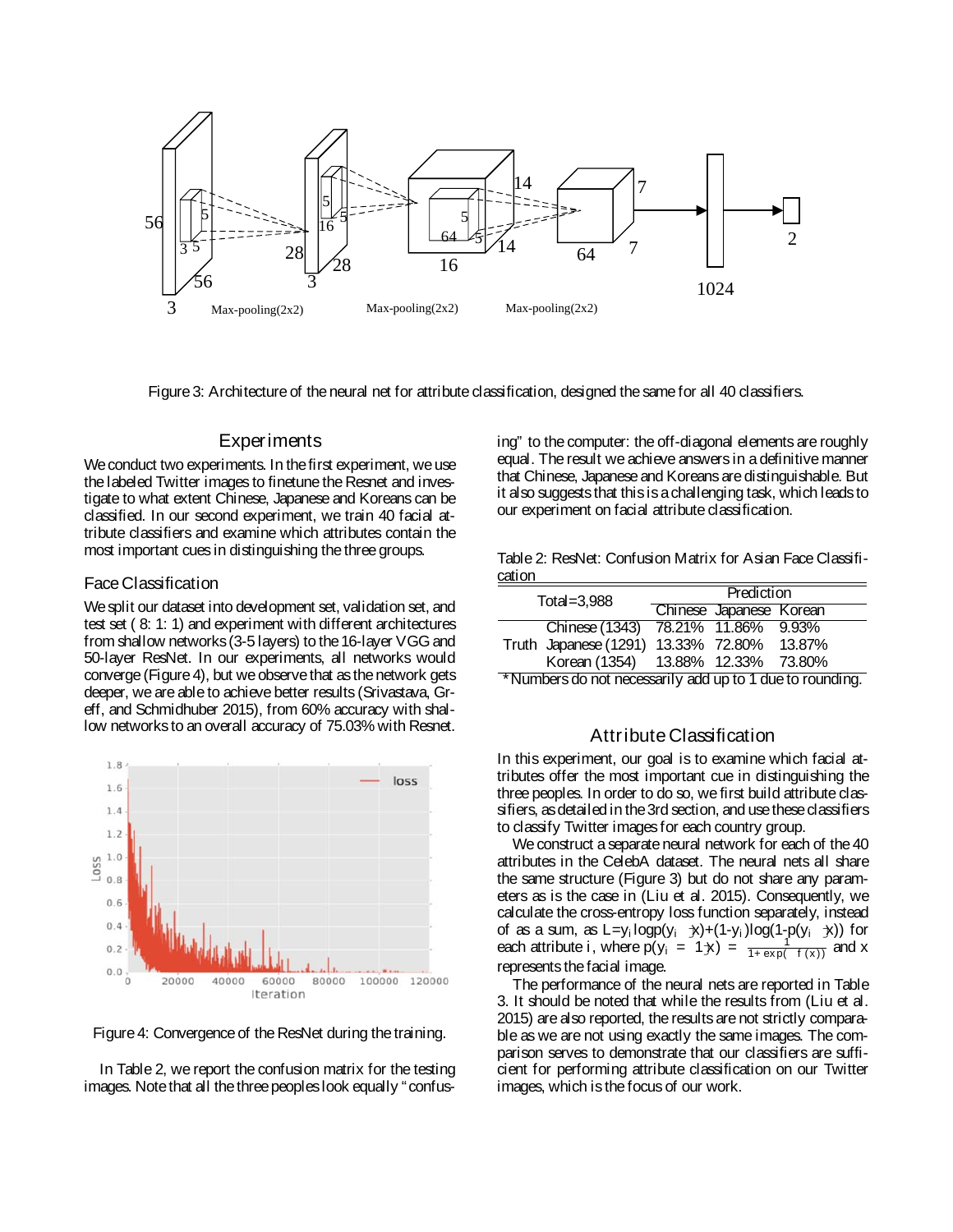Figure 3: Architecture of the neural net for attribute classification, designed the same for all 40 classifiers.

## Experiments

We conduct two experiments. In the first experiment, we use the labeled Twitter images to finetune the Resnet and investigate to what extent Chinese, Japanese and Koreans can be classified. In our second experiment, we train 40 facial attribute classifiers and examine which attributes contain the most important cues in distinguishing the three groups.

### Face Classification

We split our dataset into development set, validation set, and test set ( 8: 1: 1) and experiment with different architectures from shallow networks (3-5 layers) to the 16-layer VGG and 50-layer ResNet. In our experiments, all networks would converge (Figure 4), but we observe that as the network gets deeper, we are able to achieve better results (Srivastava, Greff, and Schmidhuber 2015), from 60% accuracy with shallow networks to an overall accuracy of 75.03% with Resnet.

Figure 4: Convergence of the ResNet during the training.

In Table 2, we report the confusion matrix for the testing images. Note that all the three peoples look equally "confusing" to the computer: the off-diagonal elements are roughly equal. The result we achieve answers in a definitive manner that Chinese, Japanese and Koreans are distinguishable. But it also suggests that this is a challenging task, which leads to our experiment on facial attribute classification.

Table 2: ResNet: Confusion Matrix for Asian Face Classification

| Total=3,988 | | Prediction | | |
|---|---|---|---|---|
| | | Chinese | Japanese | Korean |
| Truth | Chinese (1343) | 78.21% | 11.86% | 9.93% |
| | Japanese (1291) | 13.33% | 72.80% | 13.87% |
| | Korean (1354) | 13.88% | 12.33% | 73.80% |

*Numbers do not necessarily add up to 1 due to rounding.

### Attribute Classification

In this experiment, our goal is to examine which facial attributes offer the most important cue in distinguishing the three peoples. In order to do so, we first build attribute classifiers, as detailed in the 3rd section, and use these classifiers to classify Twitter images for each country group.

We construct a separate neural network for each of the 40 attributes in the CelebA dataset. The neural nets all share the same structure (Figure 3) but do not share any parameters as is the case in (Liu et al. 2015). Consequently, we calculate the cross-entropy loss function separately, instead of as a sum, as $L = y_i \log p(y_i|x) + (1-y_i)\log(1-p(y_i|x))$ for each attribute $i$, where $p(y_i = 1|x) = \frac{1}{1+\exp(-f(x))}$ and $x$ represents the facial image.

The performance of the neural nets are reported in Table 3. It should be noted that while the results from (Liu et al. 2015) are also reported, the results are not strictly comparable as we are not using exactly the same images. The comparison serves to demonstrate that our classifiers are sufficient for performing attribute classification on our Twitter images, which is the focus of our work.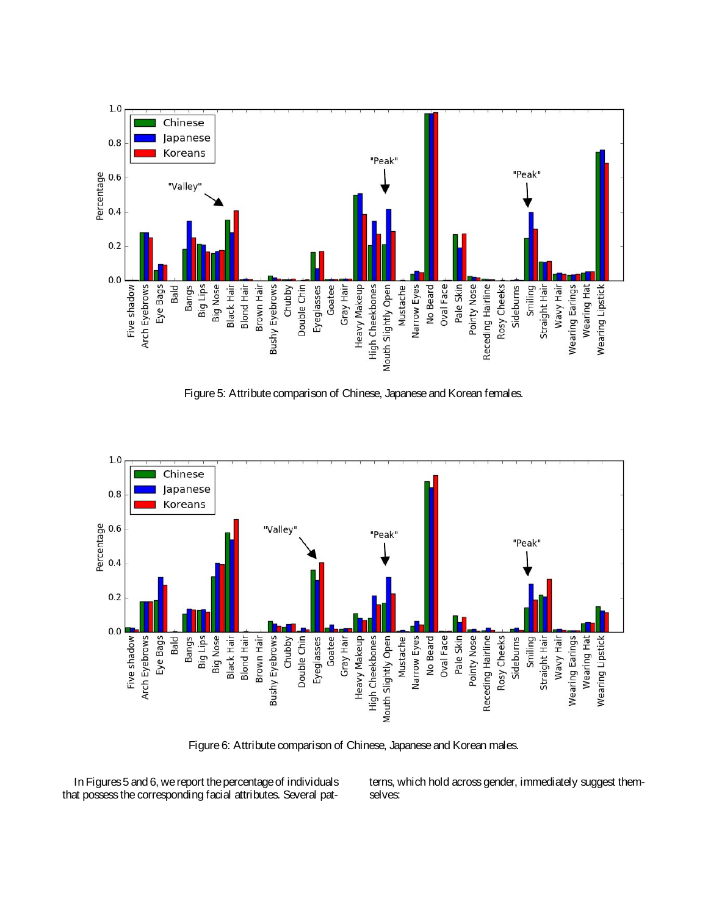Figure 5: Attribute comparison of Chinese, Japanese and Korean females.

Figure 6: Attribute comparison of Chinese, Japanese and Korean males.

In Figures 5 and 6, we report the percentage of individuals that possess the corresponding facial attributes. Several patterns, which hold across gender, immediately suggest themselves: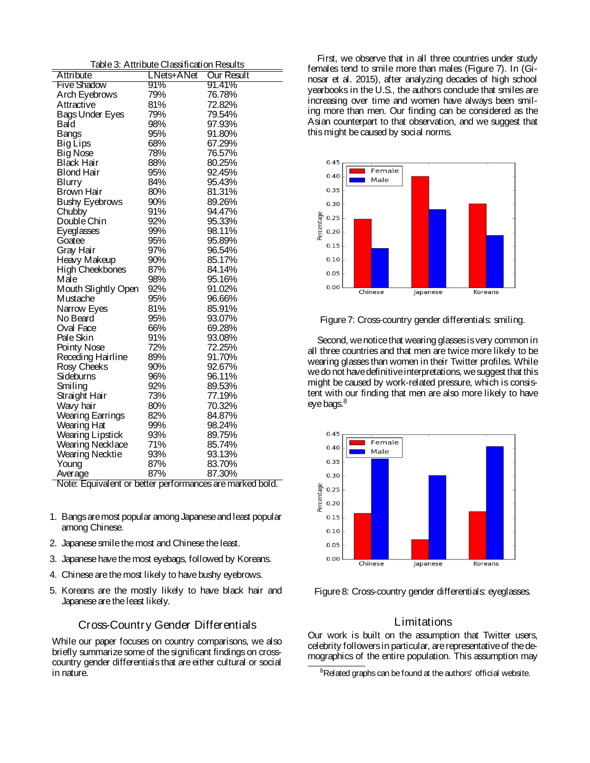Table 3: Attribute Classification Results

| Attribute | LNets+ANet | Our Result |
|---|---|---|
| Five Shadow | 91% | 91.41% |
| Arch Eyebrows | 79% | 76.78% |
| Attractive | 81% | 72.82% |
| Bags Under Eyes | 79% | 79.54% |
| Bald | 98% | 97.93% |
| Bangs | 95% | 91.80% |
| Big Lips | 68% | 67.29% |
| Big Nose | 78% | 76.57% |
| Black Hair | 88% | 80.25% |
| Blond Hair | 95% | 92.45% |
| Blurry | 84% | 95.43% |
| Brown Hair | 80% | 81.31% |
| Bushy Eyebrows | 90% | 89.26% |
| Chubby | 91% | 94.47% |
| Double Chin | 92% | 95.33% |
| Eyeglasses | 99% | 98.11% |
| Goatee | 95% | 95.89% |
| Gray Hair | 97% | 96.54% |
| Heavy Makeup | 90% | 85.17% |
| High Cheekbones | 87% | 84.14% |
| Male | 98% | 95.16% |
| Mouth Slightly Open | 92% | 91.02% |
| Mustache | 95% | 96.66% |
| Narrow Eyes | 81% | 85.91% |
| No Beard | 95% | 93.07% |
| Oval Face | 66% | 69.28% |
| Pale Skin | 91% | 93.08% |
| Pointy Nose | 72% | 72.25% |
| Receding Hairline | 89% | 91.70% |
| Rosy Cheeks | 90% | 92.67% |
| Sideburns | 96% | 96.11% |
| Smiling | 92% | 89.53% |
| Straight Hair | 73% | 77.19% |
| Wavy hair | 80% | 70.32% |
| Wearing Earrings | 82% | 84.87% |
| Wearing Hat | 99% | 98.24% |
| Wearing Lipstick | 93% | 89.75% |
| Wearing Necklace | 71% | 85.74% |
| Wearing Necktie | 93% | 93.13% |
| Young | 87% | 83.70% |
| Average | 87% | 87.30% |

Note: Equivalent or better performances are marked bold.

1. Bangs are most popular among Japanese and least popular among Chinese.
2. Japanese smile the most and Chinese the least.
3. Japanese have the most eyebags, followed by Koreans.
4. Chinese are the most likely to have bushy eyebrows.
5. Koreans are the mostly likely to have black hair and Japanese are the least likely.

## Cross-Country Gender Differentials

While our paper focuses on country comparisons, we also briefly summarize some of the significant findings on cross-country gender differentials that are either cultural or social in nature.

First, we observe that in all three countries under study females tend to smile more than males (Figure 7). In (Ginosar et al. 2015), after analyzing decades of high school yearbooks in the U.S., the authors conclude that smiles are increasing over time and women have always been smiling more than men. Our finding can be considered as the Asian counterpart to that observation, and we suggest that this might be caused by social norms.

Figure 7: Cross-country gender differentials: smiling.

Second, we notice that wearing glasses is very common in all three countries and that men are twice more likely to be wearing glasses than women in their Twitter profiles. While we do not have definitive interpretations, we suggest that this might be caused by work-related pressure, which is consistent with our finding that men are also more likely to have eye bags.[8]

Figure 8: Cross-country gender differentials: eyeglasses.

## Limitations

Our work is built on the assumption that Twitter users, celebrity followers in particular, are representative of the demographics of the entire population. This assumption may

[8] Related graphs can be found at the authors' official website.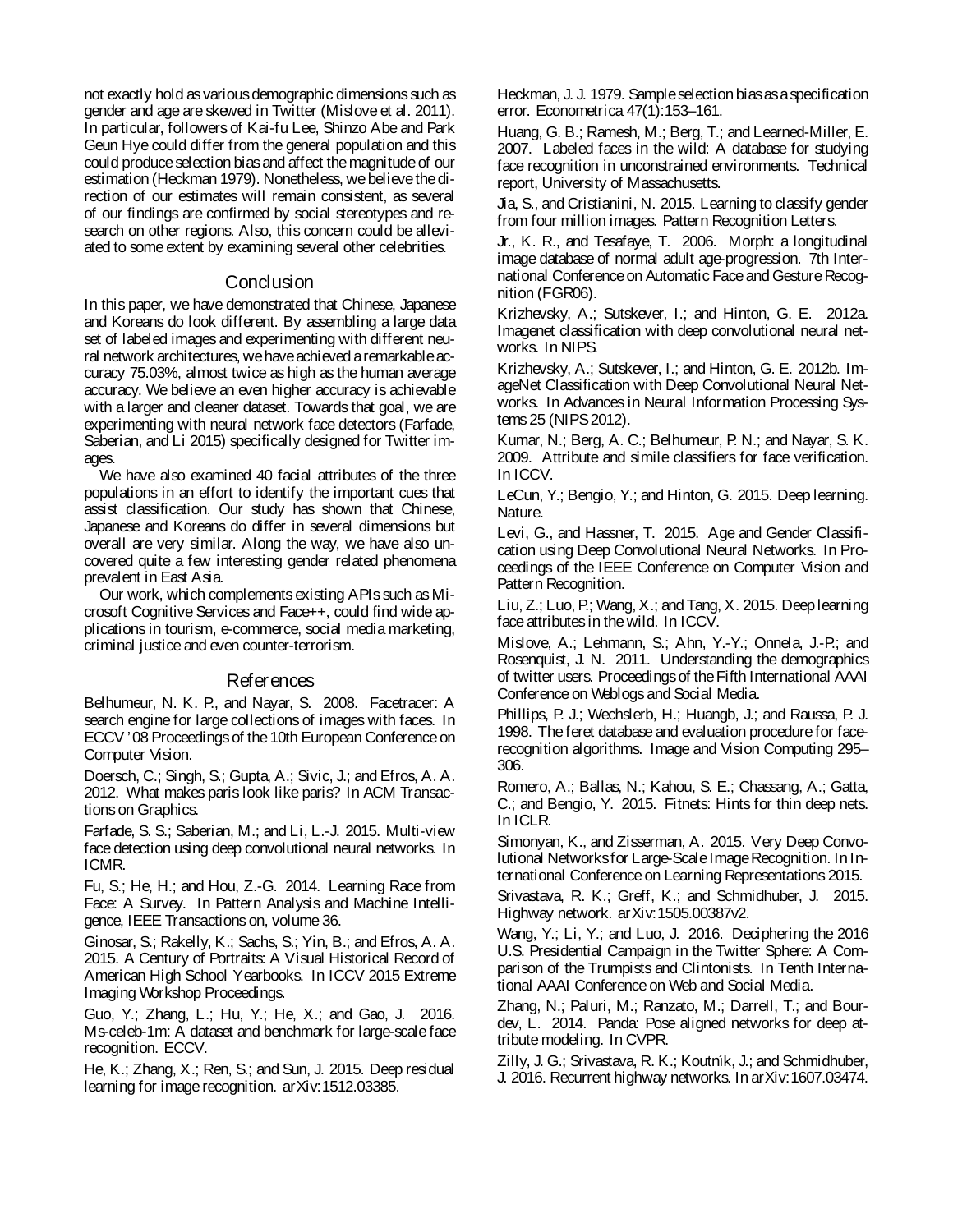not exactly hold as various demographic dimensions such as gender and age are skewed in Twitter (Mislove et al. 2011). In particular, followers of Kai-fu Lee, Shinzo Abe and Park Geun Hye could differ from the general population and this could produce selection bias and affect the magnitude of our estimation (Heckman 1979). Nonetheless, we believe the direction of our estimates will remain consistent, as several of our findings are confirmed by social stereotypes and research on other regions. Also, this concern could be alleviated to some extent by examining several other celebrities.

## Conclusion

In this paper, we have demonstrated that Chinese, Japanese and Koreans do look different. By assembling a large data set of labeled images and experimenting with different neural network architectures, we have achieved a remarkable accuracy 75.03%, almost twice as high as the human average accuracy. We believe an even higher accuracy is achievable with a larger and cleaner dataset. Towards that goal, we are experimenting with neural network face detectors (Farfade, Saberian, and Li 2015) specifically designed for Twitter images.

We have also examined 40 facial attributes of the three populations in an effort to identify the important cues that assist classification. Our study has shown that Chinese, Japanese and Koreans do differ in several dimensions but overall are very similar. Along the way, we have also uncovered quite a few interesting gender related phenomena prevalent in East Asia.

Our work, which complements existing APIs such as Microsoft Cognitive Services and Face++, could find wide applications in tourism, e-commerce, social media marketing, criminal justice and even counter-terrorism.

## References

Belhumeur, N. K. P., and Nayar, S. 2008. Facetracer: A search engine for large collections of images with faces. In ECCV '08 Proceedings of the 10th European Conference on Computer Vision.

Doersch, C.; Singh, S.; Gupta, A.; Sivic, J.; and Efros, A. A. 2012. What makes paris look like paris? In ACM Transactions on Graphics.

Farfade, S. S.; Saberian, M.; and Li, L.-J. 2015. Multi-view face detection using deep convolutional neural networks. In ICMR.

Fu, S.; He, H.; and Hou, Z.-G. 2014. Learning Race from Face: A Survey. In Pattern Analysis and Machine Intelligence, IEEE Transactions on, volume 36.

Ginosar, S.; Rakelly, K.; Sachs, S.; Yin, B.; and Efros, A. A. 2015. A Century of Portraits: A Visual Historical Record of American High School Yearbooks. In ICCV 2015 Extreme Imaging Workshop Proceedings.

Guo, Y.; Zhang, L.; Hu, Y.; He, X.; and Gao, J. 2016. Ms-celeb-1m: A dataset and benchmark for large-scale face recognition. ECCV.

He, K.; Zhang, X.; Ren, S.; and Sun, J. 2015. Deep residual learning for image recognition. arXiv:1512.03385.

Heckman, J. J. 1979. Sample selection bias as a specification error. Econometrica 47(1):153–161.

Huang, G. B.; Ramesh, M.; Berg, T.; and Learned-Miller, E. 2007. Labeled faces in the wild: A database for studying face recognition in unconstrained environments. Technical report, University of Massachusetts.

Jia, S., and Cristianini, N. 2015. Learning to classify gender from four million images. Pattern Recognition Letters.

Jr., K. R., and Tesafaye, T. 2006. Morph: a longitudinal image database of normal adult age-progression. 7th International Conference on Automatic Face and Gesture Recognition (FGR06).

Krizhevsky, A.; Sutskever, I.; and Hinton, G. E. 2012a. Imagenet classification with deep convolutional neural networks. In NIPS.

Krizhevsky, A.; Sutskever, I.; and Hinton, G. E. 2012b. ImageNet Classification with Deep Convolutional Neural Networks. In Advances in Neural Information Processing Systems 25 (NIPS 2012).

Kumar, N.; Berg, A. C.; Belhumeur, P. N.; and Nayar, S. K. 2009. Attribute and simile classifiers for face verification. In ICCV.

LeCun, Y.; Bengio, Y.; and Hinton, G. 2015. Deep learning. Nature.

Levi, G., and Hassner, T. 2015. Age and Gender Classification using Deep Convolutional Neural Networks. In Proceedings of the IEEE Conference on Computer Vision and Pattern Recognition.

Liu, Z.; Luo, P.; Wang, X.; and Tang, X. 2015. Deep learning face attributes in the wild. In ICCV.

Mislove, A.; Lehmann, S.; Ahn, Y.-Y.; Onnela, J.-P.; and Rosenquist, J. N. 2011. Understanding the demographics of twitter users. Proceedings of the Fifth International AAAI Conference on Weblogs and Social Media.

Phillips, P. J.; Wechslerb, H.; Huangb, J.; and Raussa, P. J. 1998. The feret database and evaluation procedure for face-recognition algorithms. Image and Vision Computing 295–306.

Romero, A.; Ballas, N.; Kahou, S. E.; Chassang, A.; Gatta, C.; and Bengio, Y. 2015. Fitnets: Hints for thin deep nets. In ICLR.

Simonyan, K., and Zisserman, A. 2015. Very Deep Convolutional Networks for Large-Scale Image Recognition. In International Conference on Learning Representations 2015.

Srivastava, R. K.; Greff, K.; and Schmidhuber, J. 2015. Highway network. arXiv:1505.00387v2.

Wang, Y.; Li, Y.; and Luo, J. 2016. Deciphering the 2016 U.S. Presidential Campaign in the Twitter Sphere: A Comparison of the Trumpists and Clintonists. In Tenth International AAAI Conference on Web and Social Media.

Zhang, N.; Paluri, M.; Ranzato, M.; Darrell, T.; and Bourdev, L. 2014. Panda: Pose aligned networks for deep attribute modeling. In CVPR.

Zilly, J. G.; Srivastava, R. K.; Koutník, J.; and Schmidhuber, J. 2016. Recurrent highway networks. In arXiv:1607.03474.